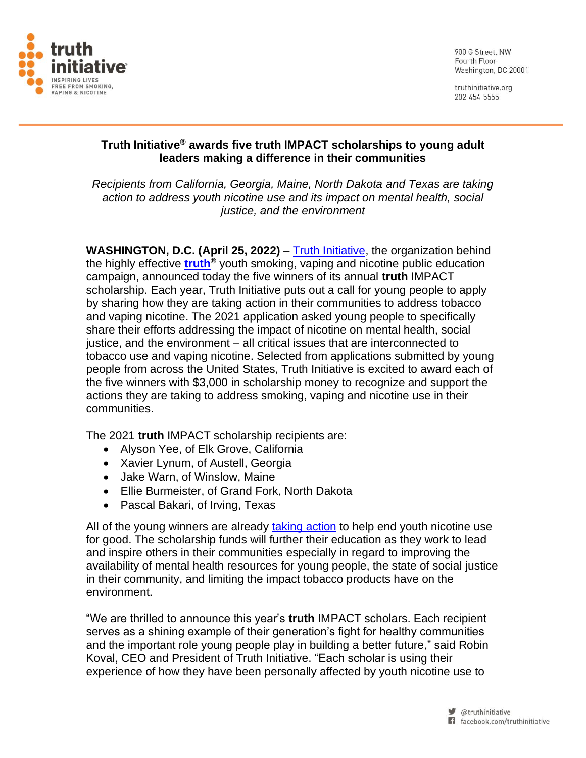truth initiative

INSPIRING LIVES FREE FROM SMOKING, VAPING & NICOTINE

900 G Street, NW
Fourth Floor
Washington, DC 20001

truthinitiative.org
202 454 5555

**Truth Initiative® awards five truth IMPACT scholarships to young adult leaders making a difference in their communities**

*Recipients from California, Georgia, Maine, North Dakota and Texas are taking action to address youth nicotine use and its impact on mental health, social justice, and the environment*

**WASHINGTON, D.C. (April 25, 2022)** – Truth Initiative, the organization behind the highly effective **truth®** youth smoking, vaping and nicotine public education campaign, announced today the five winners of its annual **truth** IMPACT scholarship. Each year, Truth Initiative puts out a call for young people to apply by sharing how they are taking action in their communities to address tobacco and vaping nicotine. The 2021 application asked young people to specifically share their efforts addressing the impact of nicotine on mental health, social justice, and the environment – all critical issues that are interconnected to tobacco use and vaping nicotine. Selected from applications submitted by young people from across the United States, Truth Initiative is excited to award each of the five winners with $3,000 in scholarship money to recognize and support the actions they are taking to address smoking, vaping and nicotine use in their communities.

The 2021 **truth** IMPACT scholarship recipients are:

- Alyson Yee, of Elk Grove, California
- Xavier Lynum, of Austell, Georgia
- Jake Warn, of Winslow, Maine
- Ellie Burmeister, of Grand Fork, North Dakota
- Pascal Bakari, of Irving, Texas

All of the young winners are already taking action to help end youth nicotine use for good. The scholarship funds will further their education as they work to lead and inspire others in their communities especially in regard to improving the availability of mental health resources for young people, the state of social justice in their community, and limiting the impact tobacco products have on the environment.

"We are thrilled to announce this year's **truth** IMPACT scholars. Each recipient serves as a shining example of their generation's fight for healthy communities and the important role young people play in building a better future," said Robin Koval, CEO and President of Truth Initiative. "Each scholar is using their experience of how they have been personally affected by youth nicotine use to

@truthinitiative
facebook.com/truthinitiative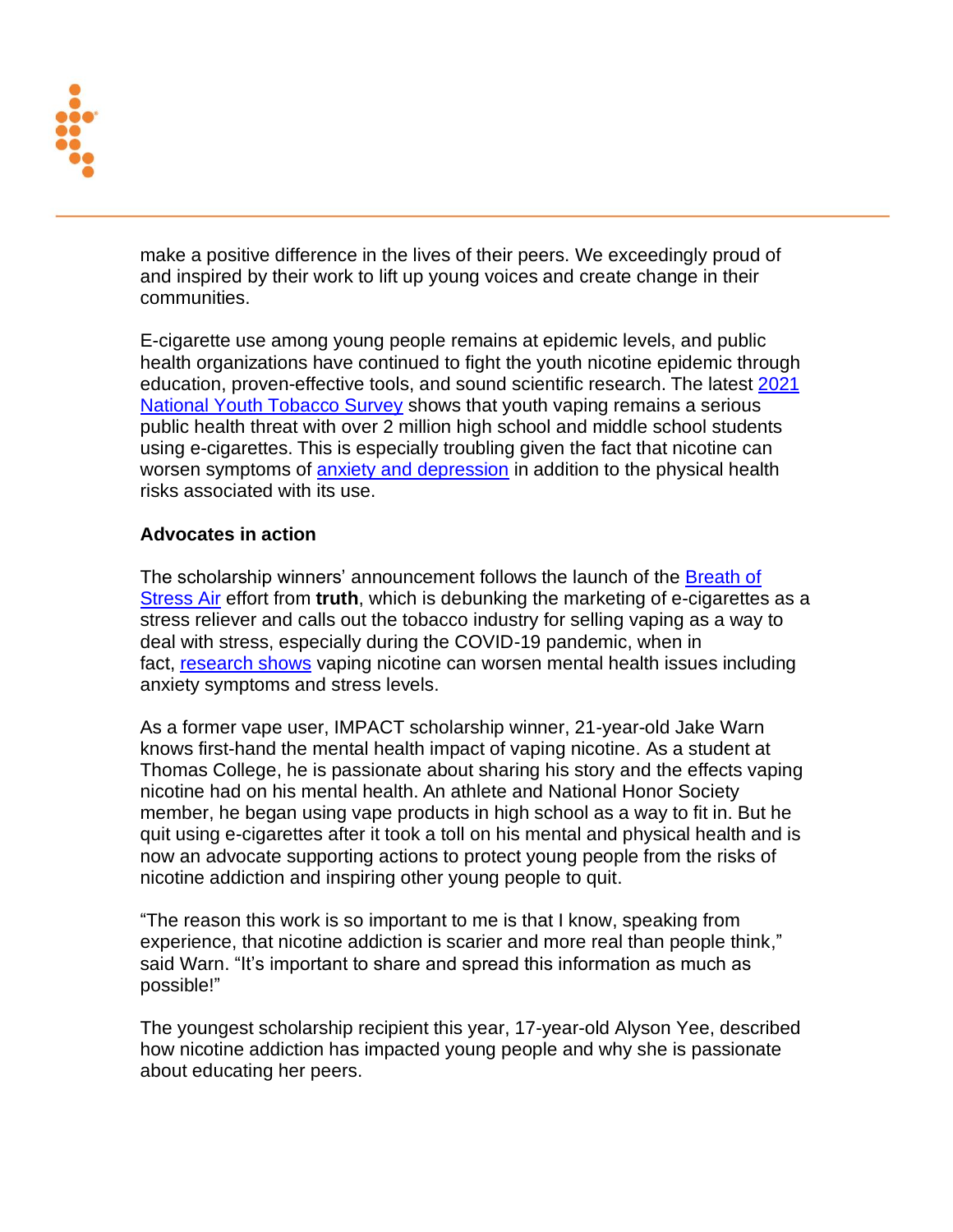make a positive difference in the lives of their peers. We exceedingly proud of and inspired by their work to lift up young voices and create change in their communities.

E-cigarette use among young people remains at epidemic levels, and public health organizations have continued to fight the youth nicotine epidemic through education, proven-effective tools, and sound scientific research. The latest 2021 National Youth Tobacco Survey shows that youth vaping remains a serious public health threat with over 2 million high school and middle school students using e-cigarettes. This is especially troubling given the fact that nicotine can worsen symptoms of anxiety and depression in addition to the physical health risks associated with its use.

**Advocates in action**

The scholarship winners' announcement follows the launch of the Breath of Stress Air effort from **truth**, which is debunking the marketing of e-cigarettes as a stress reliever and calls out the tobacco industry for selling vaping as a way to deal with stress, especially during the COVID-19 pandemic, when in fact, research shows vaping nicotine can worsen mental health issues including anxiety symptoms and stress levels.

As a former vape user, IMPACT scholarship winner, 21-year-old Jake Warn knows first-hand the mental health impact of vaping nicotine. As a student at Thomas College, he is passionate about sharing his story and the effects vaping nicotine had on his mental health. An athlete and National Honor Society member, he began using vape products in high school as a way to fit in. But he quit using e-cigarettes after it took a toll on his mental and physical health and is now an advocate supporting actions to protect young people from the risks of nicotine addiction and inspiring other young people to quit.

"The reason this work is so important to me is that I know, speaking from experience, that nicotine addiction is scarier and more real than people think," said Warn. "It's important to share and spread this information as much as possible!"

The youngest scholarship recipient this year, 17-year-old Alyson Yee, described how nicotine addiction has impacted young people and why she is passionate about educating her peers.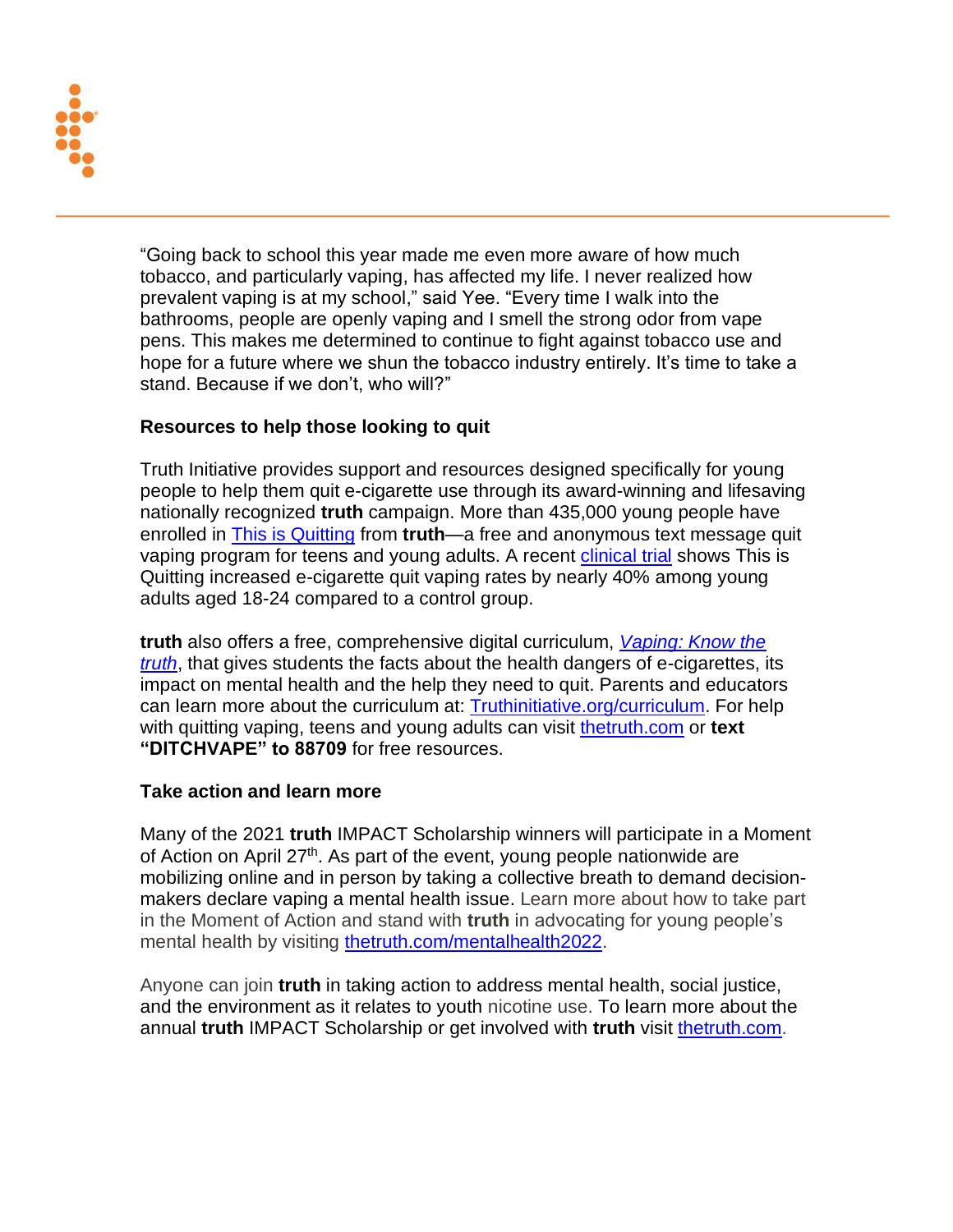"Going back to school this year made me even more aware of how much tobacco, and particularly vaping, has affected my life. I never realized how prevalent vaping is at my school," said Yee. "Every time I walk into the bathrooms, people are openly vaping and I smell the strong odor from vape pens. This makes me determined to continue to fight against tobacco use and hope for a future where we shun the tobacco industry entirely. It's time to take a stand. Because if we don't, who will?"

**Resources to help those looking to quit**

Truth Initiative provides support and resources designed specifically for young people to help them quit e-cigarette use through its award-winning and lifesaving nationally recognized **truth** campaign. More than 435,000 young people have enrolled in This is Quitting from **truth**—a free and anonymous text message quit vaping program for teens and young adults. A recent clinical trial shows This is Quitting increased e-cigarette quit vaping rates by nearly 40% among young adults aged 18-24 compared to a control group.

**truth** also offers a free, comprehensive digital curriculum, *Vaping: Know the truth*, that gives students the facts about the health dangers of e-cigarettes, its impact on mental health and the help they need to quit. Parents and educators can learn more about the curriculum at: Truthinitiative.org/curriculum. For help with quitting vaping, teens and young adults can visit thetruth.com or **text "DITCHVAPE" to 88709** for free resources.

**Take action and learn more**

Many of the 2021 **truth** IMPACT Scholarship winners will participate in a Moment of Action on April 27th. As part of the event, young people nationwide are mobilizing online and in person by taking a collective breath to demand decision-makers declare vaping a mental health issue. Learn more about how to take part in the Moment of Action and stand with **truth** in advocating for young people's mental health by visiting thetruth.com/mentalhealth2022.

Anyone can join **truth** in taking action to address mental health, social justice, and the environment as it relates to youth nicotine use. To learn more about the annual **truth** IMPACT Scholarship or get involved with **truth** visit thetruth.com.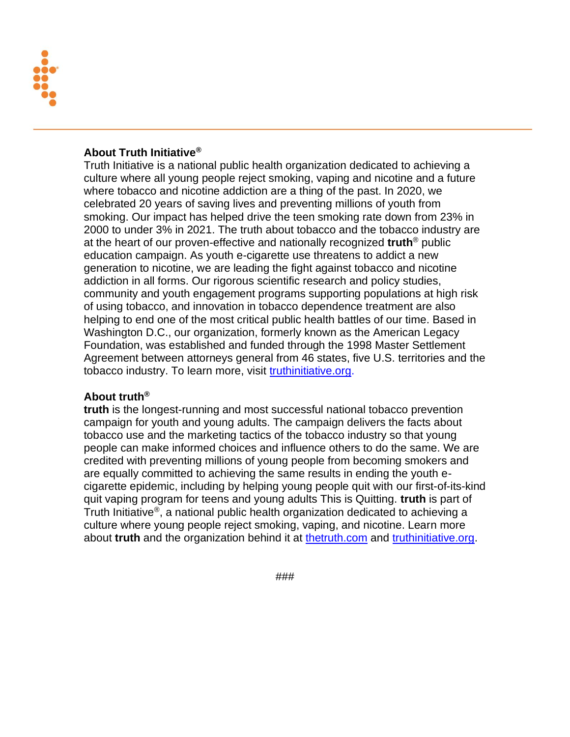**About Truth Initiative®**
Truth Initiative is a national public health organization dedicated to achieving a culture where all young people reject smoking, vaping and nicotine and a future where tobacco and nicotine addiction are a thing of the past. In 2020, we celebrated 20 years of saving lives and preventing millions of youth from smoking. Our impact has helped drive the teen smoking rate down from 23% in 2000 to under 3% in 2021. The truth about tobacco and the tobacco industry are at the heart of our proven-effective and nationally recognized **truth**® public education campaign. As youth e-cigarette use threatens to addict a new generation to nicotine, we are leading the fight against tobacco and nicotine addiction in all forms. Our rigorous scientific research and policy studies, community and youth engagement programs supporting populations at high risk of using tobacco, and innovation in tobacco dependence treatment are also helping to end one of the most critical public health battles of our time. Based in Washington D.C., our organization, formerly known as the American Legacy Foundation, was established and funded through the 1998 Master Settlement Agreement between attorneys general from 46 states, five U.S. territories and the tobacco industry. To learn more, visit truthinitiative.org.

**About truth®**
**truth** is the longest-running and most successful national tobacco prevention campaign for youth and young adults. The campaign delivers the facts about tobacco use and the marketing tactics of the tobacco industry so that young people can make informed choices and influence others to do the same. We are credited with preventing millions of young people from becoming smokers and are equally committed to achieving the same results in ending the youth e-cigarette epidemic, including by helping young people quit with our first-of-its-kind quit vaping program for teens and young adults This is Quitting. **truth** is part of Truth Initiative®, a national public health organization dedicated to achieving a culture where young people reject smoking, vaping, and nicotine. Learn more about **truth** and the organization behind it at thetruth.com and truthinitiative.org.

###